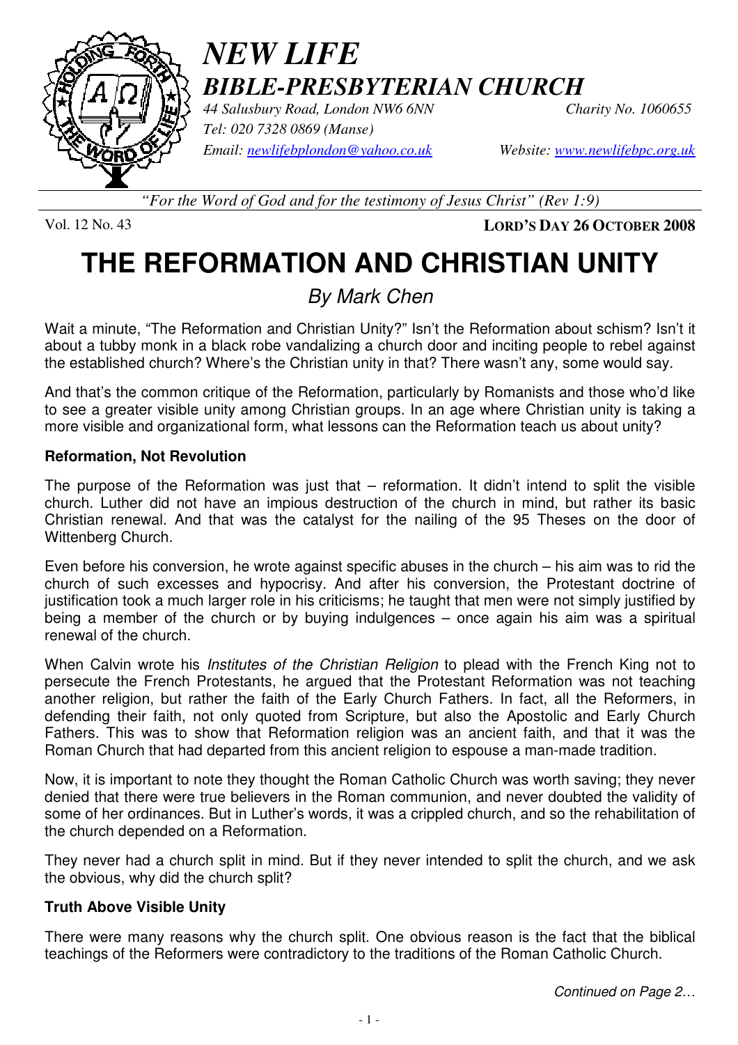# *NEW LIFE*
## *BIBLE-PRESBYTERIAN CHURCH*

*44 Salusbury Road, London NW6 6NN* *Charity No. 1060655*
*Tel: 020 7328 0869 (Manse)*
*Email: newlifebplondon@yahoo.co.uk* *Website: www.newlifebpc.org.uk*

*"For the Word of God and for the testimony of Jesus Christ" (Rev 1:9)*

Vol. 12 No. 43 **LORD'S DAY 26 OCTOBER 2008**

# THE REFORMATION AND CHRISTIAN UNITY

*By Mark Chen*

Wait a minute, "The Reformation and Christian Unity?" Isn't the Reformation about schism? Isn't it about a tubby monk in a black robe vandalizing a church door and inciting people to rebel against the established church? Where's the Christian unity in that? There wasn't any, some would say.

And that's the common critique of the Reformation, particularly by Romanists and those who'd like to see a greater visible unity among Christian groups. In an age where Christian unity is taking a more visible and organizational form, what lessons can the Reformation teach us about unity?

**Reformation, Not Revolution**

The purpose of the Reformation was just that – reformation. It didn't intend to split the visible church. Luther did not have an impious destruction of the church in mind, but rather its basic Christian renewal. And that was the catalyst for the nailing of the 95 Theses on the door of Wittenberg Church.

Even before his conversion, he wrote against specific abuses in the church – his aim was to rid the church of such excesses and hypocrisy. And after his conversion, the Protestant doctrine of justification took a much larger role in his criticisms; he taught that men were not simply justified by being a member of the church or by buying indulgences – once again his aim was a spiritual renewal of the church.

When Calvin wrote his *Institutes of the Christian Religion* to plead with the French King not to persecute the French Protestants, he argued that the Protestant Reformation was not teaching another religion, but rather the faith of the Early Church Fathers. In fact, all the Reformers, in defending their faith, not only quoted from Scripture, but also the Apostolic and Early Church Fathers. This was to show that Reformation religion was an ancient faith, and that it was the Roman Church that had departed from this ancient religion to espouse a man-made tradition.

Now, it is important to note they thought the Roman Catholic Church was worth saving; they never denied that there were true believers in the Roman communion, and never doubted the validity of some of her ordinances. But in Luther's words, it was a crippled church, and so the rehabilitation of the church depended on a Reformation.

They never had a church split in mind. But if they never intended to split the church, and we ask the obvious, why did the church split?

**Truth Above Visible Unity**

There were many reasons why the church split. One obvious reason is the fact that the biblical teachings of the Reformers were contradictory to the traditions of the Roman Catholic Church.

*Continued on Page 2…*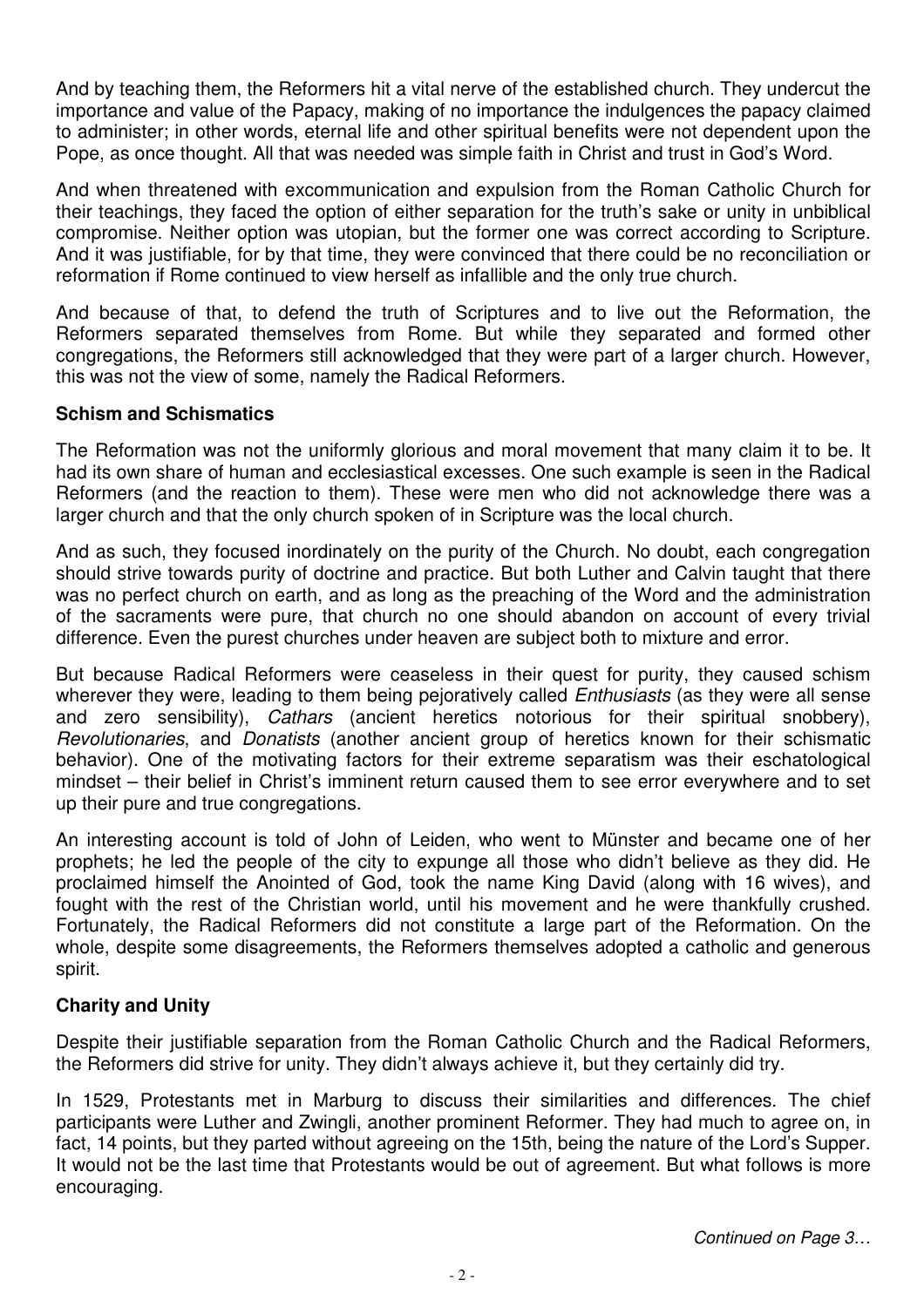And by teaching them, the Reformers hit a vital nerve of the established church. They undercut the importance and value of the Papacy, making of no importance the indulgences the papacy claimed to administer; in other words, eternal life and other spiritual benefits were not dependent upon the Pope, as once thought. All that was needed was simple faith in Christ and trust in God's Word.

And when threatened with excommunication and expulsion from the Roman Catholic Church for their teachings, they faced the option of either separation for the truth's sake or unity in unbiblical compromise. Neither option was utopian, but the former one was correct according to Scripture. And it was justifiable, for by that time, they were convinced that there could be no reconciliation or reformation if Rome continued to view herself as infallible and the only true church.

And because of that, to defend the truth of Scriptures and to live out the Reformation, the Reformers separated themselves from Rome. But while they separated and formed other congregations, the Reformers still acknowledged that they were part of a larger church. However, this was not the view of some, namely the Radical Reformers.

**Schism and Schismatics**

The Reformation was not the uniformly glorious and moral movement that many claim it to be. It had its own share of human and ecclesiastical excesses. One such example is seen in the Radical Reformers (and the reaction to them). These were men who did not acknowledge there was a larger church and that the only church spoken of in Scripture was the local church.

And as such, they focused inordinately on the purity of the Church. No doubt, each congregation should strive towards purity of doctrine and practice. But both Luther and Calvin taught that there was no perfect church on earth, and as long as the preaching of the Word and the administration of the sacraments were pure, that church no one should abandon on account of every trivial difference. Even the purest churches under heaven are subject both to mixture and error.

But because Radical Reformers were ceaseless in their quest for purity, they caused schism wherever they were, leading to them being pejoratively called *Enthusiasts* (as they were all sense and zero sensibility), *Cathars* (ancient heretics notorious for their spiritual snobbery), *Revolutionaries*, and *Donatists* (another ancient group of heretics known for their schismatic behavior). One of the motivating factors for their extreme separatism was their eschatological mindset – their belief in Christ's imminent return caused them to see error everywhere and to set up their pure and true congregations.

An interesting account is told of John of Leiden, who went to Münster and became one of her prophets; he led the people of the city to expunge all those who didn't believe as they did. He proclaimed himself the Anointed of God, took the name King David (along with 16 wives), and fought with the rest of the Christian world, until his movement and he were thankfully crushed. Fortunately, the Radical Reformers did not constitute a large part of the Reformation. On the whole, despite some disagreements, the Reformers themselves adopted a catholic and generous spirit.

**Charity and Unity**

Despite their justifiable separation from the Roman Catholic Church and the Radical Reformers, the Reformers did strive for unity. They didn't always achieve it, but they certainly did try.

In 1529, Protestants met in Marburg to discuss their similarities and differences. The chief participants were Luther and Zwingli, another prominent Reformer. They had much to agree on, in fact, 14 points, but they parted without agreeing on the 15th, being the nature of the Lord's Supper. It would not be the last time that Protestants would be out of agreement. But what follows is more encouraging.

*Continued on Page 3…*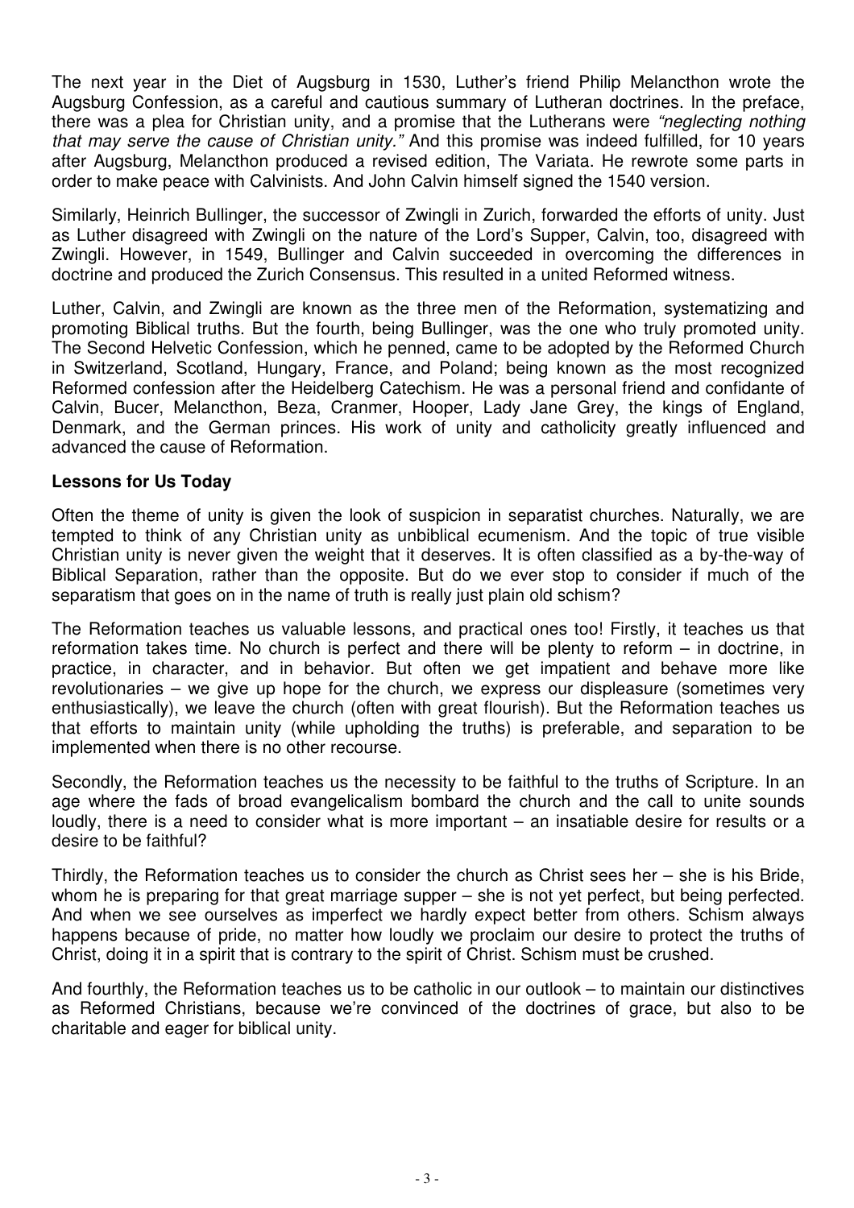The next year in the Diet of Augsburg in 1530, Luther's friend Philip Melancthon wrote the Augsburg Confession, as a careful and cautious summary of Lutheran doctrines. In the preface, there was a plea for Christian unity, and a promise that the Lutherans were *"neglecting nothing that may serve the cause of Christian unity."* And this promise was indeed fulfilled, for 10 years after Augsburg, Melancthon produced a revised edition, The Variata. He rewrote some parts in order to make peace with Calvinists. And John Calvin himself signed the 1540 version.

Similarly, Heinrich Bullinger, the successor of Zwingli in Zurich, forwarded the efforts of unity. Just as Luther disagreed with Zwingli on the nature of the Lord's Supper, Calvin, too, disagreed with Zwingli. However, in 1549, Bullinger and Calvin succeeded in overcoming the differences in doctrine and produced the Zurich Consensus. This resulted in a united Reformed witness.

Luther, Calvin, and Zwingli are known as the three men of the Reformation, systematizing and promoting Biblical truths. But the fourth, being Bullinger, was the one who truly promoted unity. The Second Helvetic Confession, which he penned, came to be adopted by the Reformed Church in Switzerland, Scotland, Hungary, France, and Poland; being known as the most recognized Reformed confession after the Heidelberg Catechism. He was a personal friend and confidante of Calvin, Bucer, Melancthon, Beza, Cranmer, Hooper, Lady Jane Grey, the kings of England, Denmark, and the German princes. His work of unity and catholicity greatly influenced and advanced the cause of Reformation.

**Lessons for Us Today**

Often the theme of unity is given the look of suspicion in separatist churches. Naturally, we are tempted to think of any Christian unity as unbiblical ecumenism. And the topic of true visible Christian unity is never given the weight that it deserves. It is often classified as a by-the-way of Biblical Separation, rather than the opposite. But do we ever stop to consider if much of the separatism that goes on in the name of truth is really just plain old schism?

The Reformation teaches us valuable lessons, and practical ones too! Firstly, it teaches us that reformation takes time. No church is perfect and there will be plenty to reform – in doctrine, in practice, in character, and in behavior. But often we get impatient and behave more like revolutionaries – we give up hope for the church, we express our displeasure (sometimes very enthusiastically), we leave the church (often with great flourish). But the Reformation teaches us that efforts to maintain unity (while upholding the truths) is preferable, and separation to be implemented when there is no other recourse.

Secondly, the Reformation teaches us the necessity to be faithful to the truths of Scripture. In an age where the fads of broad evangelicalism bombard the church and the call to unite sounds loudly, there is a need to consider what is more important – an insatiable desire for results or a desire to be faithful?

Thirdly, the Reformation teaches us to consider the church as Christ sees her – she is his Bride, whom he is preparing for that great marriage supper – she is not yet perfect, but being perfected. And when we see ourselves as imperfect we hardly expect better from others. Schism always happens because of pride, no matter how loudly we proclaim our desire to protect the truths of Christ, doing it in a spirit that is contrary to the spirit of Christ. Schism must be crushed.

And fourthly, the Reformation teaches us to be catholic in our outlook – to maintain our distinctives as Reformed Christians, because we're convinced of the doctrines of grace, but also to be charitable and eager for biblical unity.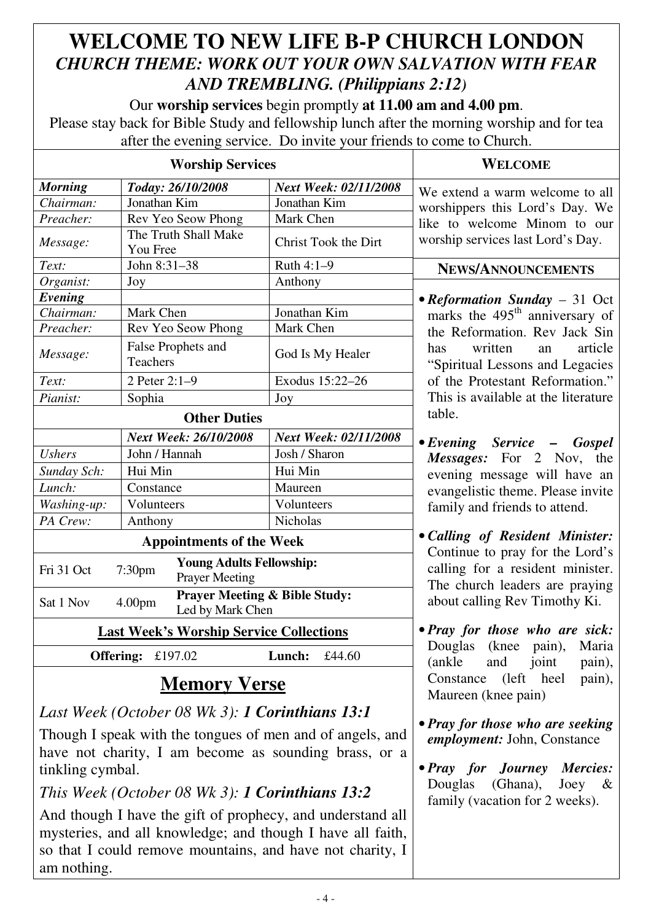# WELCOME TO NEW LIFE B-P CHURCH LONDON

## *CHURCH THEME: WORK OUT YOUR OWN SALVATION WITH FEAR AND TREMBLING. (Philippians 2:12)*

Our **worship services** begin promptly **at 11.00 am and 4.00 pm**.

Please stay back for Bible Study and fellowship lunch after the morning worship and for tea after the evening service. Do invite your friends to come to Church.

### Worship Services

| *Morning* | *Today: 26/10/2008* | *Next Week: 02/11/2008* |
|---|---|---|
| *Chairman:* | Jonathan Kim | Jonathan Kim |
| *Preacher:* | Rev Yeo Seow Phong | Mark Chen |
| *Message:* | The Truth Shall Make You Free | Christ Took the Dirt |
| *Text:* | John 8:31–38 | Ruth 4:1–9 |
| *Organist:* | Joy | Anthony |
| ***Evening*** | | |
| *Chairman:* | Mark Chen | Jonathan Kim |
| *Preacher:* | Rev Yeo Seow Phong | Mark Chen |
| *Message:* | False Prophets and Teachers | God Is My Healer |
| *Text:* | 2 Peter 2:1–9 | Exodus 15:22–26 |
| *Pianist:* | Sophia | Joy |

### Other Duties

| | *Next Week: 26/10/2008* | *Next Week: 02/11/2008* |
|---|---|---|
| *Ushers* | John / Hannah | Josh / Sharon |
| *Sunday Sch:* | Hui Min | Hui Min |
| *Lunch:* | Constance | Maureen |
| *Washing-up:* | Volunteers | Volunteers |
| *PA Crew:* | Anthony | Nicholas |

### Appointments of the Week

| | | |
|---|---|---|
| Fri 31 Oct | 7:30pm | **Young Adults Fellowship:** Prayer Meeting |
| Sat 1 Nov | 4.00pm | **Prayer Meeting & Bible Study:** Led by Mark Chen |

### Last Week's Worship Service Collections

**Offering:** £197.02 **Lunch:** £44.60

## Memory Verse

*Last Week (October 08 Wk 3):* ***1 Corinthians 13:1***

Though I speak with the tongues of men and of angels, and have not charity, I am become as sounding brass, or a tinkling cymbal.

*This Week (October 08 Wk 3):* ***1 Corinthians 13:2***

And though I have the gift of prophecy, and understand all mysteries, and all knowledge; and though I have all faith, so that I could remove mountains, and have not charity, I am nothing.

### WELCOME

We extend a warm welcome to all worshippers this Lord's Day. We like to welcome Minom to our worship services last Lord's Day.

### NEWS/ANNOUNCEMENTS

- ***Reformation Sunday*** – 31 Oct marks the 495th anniversary of the Reformation. Rev Jack Sin has written an article "Spiritual Lessons and Legacies of the Protestant Reformation." This is available at the literature table.
- ***Evening Service – Gospel Messages:*** For 2 Nov, the evening message will have an evangelistic theme. Please invite family and friends to attend.
- ***Calling of Resident Minister:*** Continue to pray for the Lord's calling for a resident minister. The church leaders are praying about calling Rev Timothy Ki.
- ***Pray for those who are sick:*** Douglas (knee pain), Maria (ankle and joint pain), Constance (left heel pain), Maureen (knee pain)
- ***Pray for those who are seeking employment:*** John, Constance
- ***Pray for Journey Mercies:*** Douglas (Ghana), Joey & family (vacation for 2 weeks).